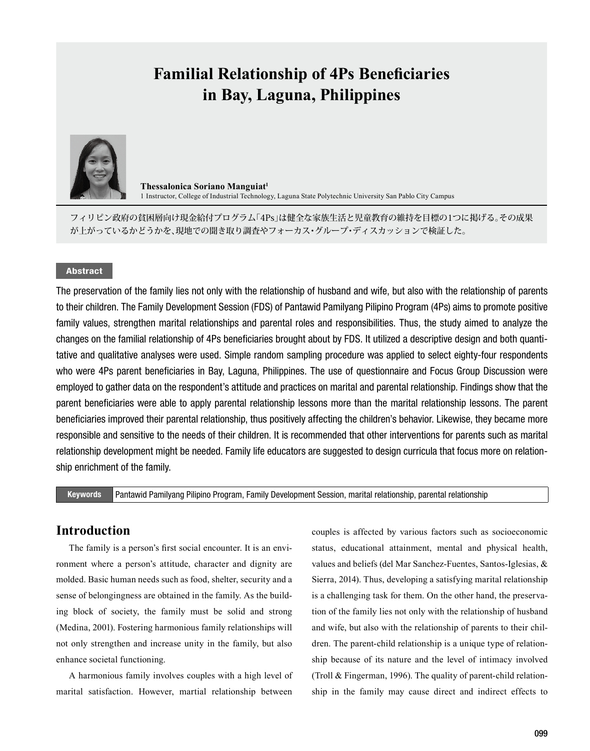# Familial Relationship of 4Ps Beneficiaries in Bay, Laguna, Philippines

**Thessalonica Soriano Manguiat**[1]

[1] Instructor, College of Industrial Technology, Laguna State Polytechnic University San Pablo City Campus

フィリピン政府の貧困層向け現金給付プログラム「4Ps」は健全な家族生活と児童教育の維持を目標の1つに掲げる。その成果が上がっているかどうかを、現地での聞き取り調査やフォーカス・グループ・ディスカッションで検証した。

## Abstract

The preservation of the family lies not only with the relationship of husband and wife, but also with the relationship of parents to their children. The Family Development Session (FDS) of Pantawid Pamilyang Pilipino Program (4Ps) aims to promote positive family values, strengthen marital relationships and parental roles and responsibilities. Thus, the study aimed to analyze the changes on the familial relationship of 4Ps beneficiaries brought about by FDS. It utilized a descriptive design and both quantitative and qualitative analyses were used. Simple random sampling procedure was applied to select eighty-four respondents who were 4Ps parent beneficiaries in Bay, Laguna, Philippines. The use of questionnaire and Focus Group Discussion were employed to gather data on the respondent's attitude and practices on marital and parental relationship. Findings show that the parent beneficiaries were able to apply parental relationship lessons more than the marital relationship lessons. The parent beneficiaries improved their parental relationship, thus positively affecting the children's behavior. Likewise, they became more responsible and sensitive to the needs of their children. It is recommended that other interventions for parents such as marital relationship development might be needed. Family life educators are suggested to design curricula that focus more on relationship enrichment of the family.

**Keywords** Pantawid Pamilyang Pilipino Program, Family Development Session, marital relationship, parental relationship

## Introduction

The family is a person's first social encounter. It is an environment where a person's attitude, character and dignity are molded. Basic human needs such as food, shelter, security and a sense of belongingness are obtained in the family. As the building block of society, the family must be solid and strong (Medina, 2001). Fostering harmonious family relationships will not only strengthen and increase unity in the family, but also enhance societal functioning.

A harmonious family involves couples with a high level of marital satisfaction. However, martial relationship between couples is affected by various factors such as socioeconomic status, educational attainment, mental and physical health, values and beliefs (del Mar Sanchez-Fuentes, Santos-Iglesias, & Sierra, 2014). Thus, developing a satisfying marital relationship is a challenging task for them. On the other hand, the preservation of the family lies not only with the relationship of husband and wife, but also with the relationship of parents to their children. The parent-child relationship is a unique type of relationship because of its nature and the level of intimacy involved (Troll & Fingerman, 1996). The quality of parent-child relationship in the family may cause direct and indirect effects to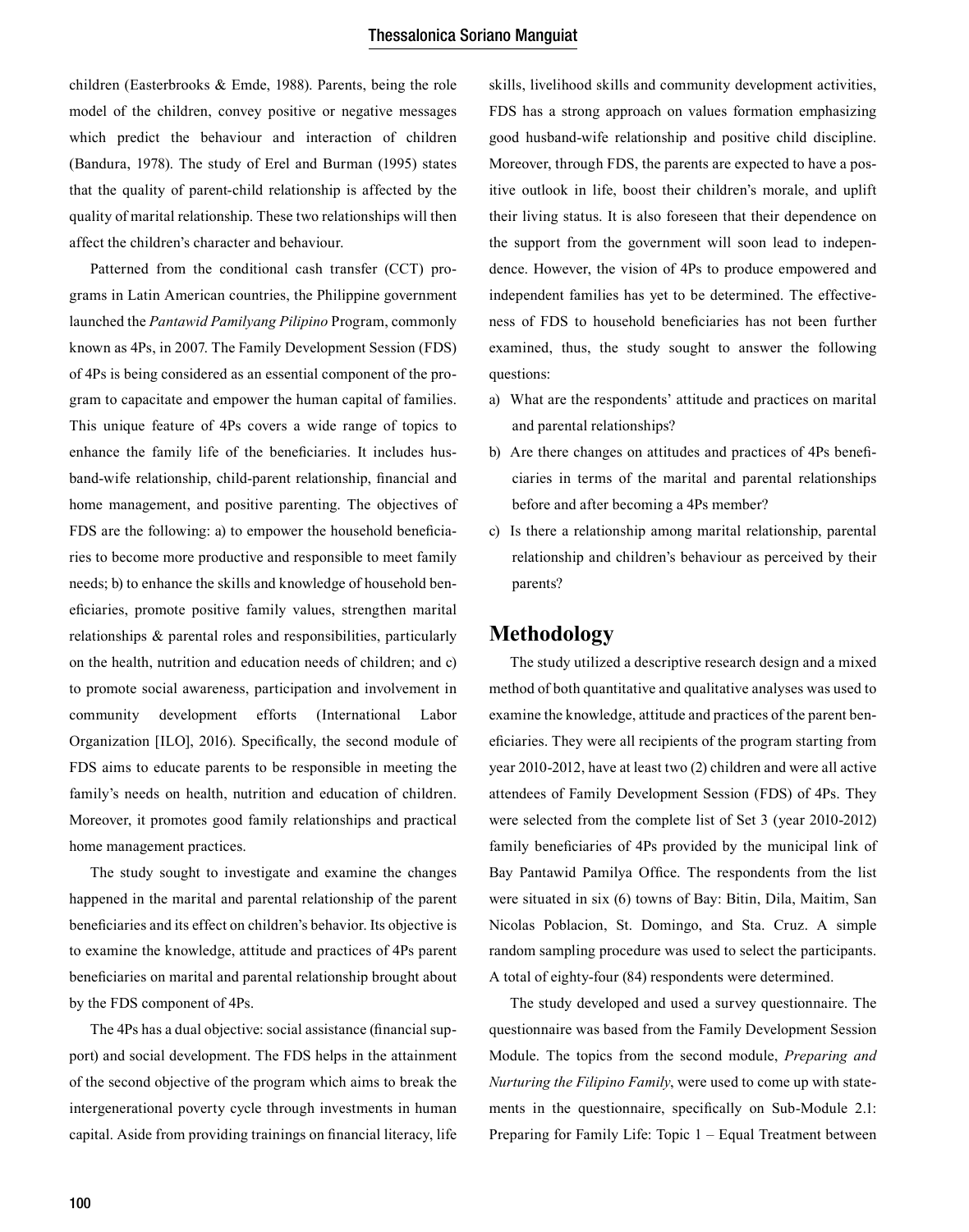children (Easterbrooks & Emde, 1988). Parents, being the role model of the children, convey positive or negative messages which predict the behaviour and interaction of children (Bandura, 1978). The study of Erel and Burman (1995) states that the quality of parent-child relationship is affected by the quality of marital relationship. These two relationships will then affect the children's character and behaviour.

Patterned from the conditional cash transfer (CCT) programs in Latin American countries, the Philippine government launched the *Pantawid Pamilyang Pilipino* Program, commonly known as 4Ps, in 2007. The Family Development Session (FDS) of 4Ps is being considered as an essential component of the program to capacitate and empower the human capital of families. This unique feature of 4Ps covers a wide range of topics to enhance the family life of the beneficiaries. It includes husband-wife relationship, child-parent relationship, financial and home management, and positive parenting. The objectives of FDS are the following: a) to empower the household beneficiaries to become more productive and responsible to meet family needs; b) to enhance the skills and knowledge of household beneficiaries, promote positive family values, strengthen marital relationships & parental roles and responsibilities, particularly on the health, nutrition and education needs of children; and c) to promote social awareness, participation and involvement in community development efforts (International Labor Organization [ILO], 2016). Specifically, the second module of FDS aims to educate parents to be responsible in meeting the family's needs on health, nutrition and education of children. Moreover, it promotes good family relationships and practical home management practices.

The study sought to investigate and examine the changes happened in the marital and parental relationship of the parent beneficiaries and its effect on children's behavior. Its objective is to examine the knowledge, attitude and practices of 4Ps parent beneficiaries on marital and parental relationship brought about by the FDS component of 4Ps.

The 4Ps has a dual objective: social assistance (financial support) and social development. The FDS helps in the attainment of the second objective of the program which aims to break the intergenerational poverty cycle through investments in human capital. Aside from providing trainings on financial literacy, life skills, livelihood skills and community development activities, FDS has a strong approach on values formation emphasizing good husband-wife relationship and positive child discipline. Moreover, through FDS, the parents are expected to have a positive outlook in life, boost their children's morale, and uplift their living status. It is also foreseen that their dependence on the support from the government will soon lead to independence. However, the vision of 4Ps to produce empowered and independent families has yet to be determined. The effectiveness of FDS to household beneficiaries has not been further examined, thus, the study sought to answer the following questions:

a) What are the respondents' attitude and practices on marital and parental relationships?
b) Are there changes on attitudes and practices of 4Ps beneficiaries in terms of the marital and parental relationships before and after becoming a 4Ps member?
c) Is there a relationship among marital relationship, parental relationship and children's behaviour as perceived by their parents?

## Methodology

The study utilized a descriptive research design and a mixed method of both quantitative and qualitative analyses was used to examine the knowledge, attitude and practices of the parent beneficiaries. They were all recipients of the program starting from year 2010-2012, have at least two (2) children and were all active attendees of Family Development Session (FDS) of 4Ps. They were selected from the complete list of Set 3 (year 2010-2012) family beneficiaries of 4Ps provided by the municipal link of Bay Pantawid Pamilya Office. The respondents from the list were situated in six (6) towns of Bay: Bitin, Dila, Maitim, San Nicolas Poblacion, St. Domingo, and Sta. Cruz. A simple random sampling procedure was used to select the participants. A total of eighty-four (84) respondents were determined.

The study developed and used a survey questionnaire. The questionnaire was based from the Family Development Session Module. The topics from the second module, *Preparing and Nurturing the Filipino Family*, were used to come up with statements in the questionnaire, specifically on Sub-Module 2.1: Preparing for Family Life: Topic 1 – Equal Treatment between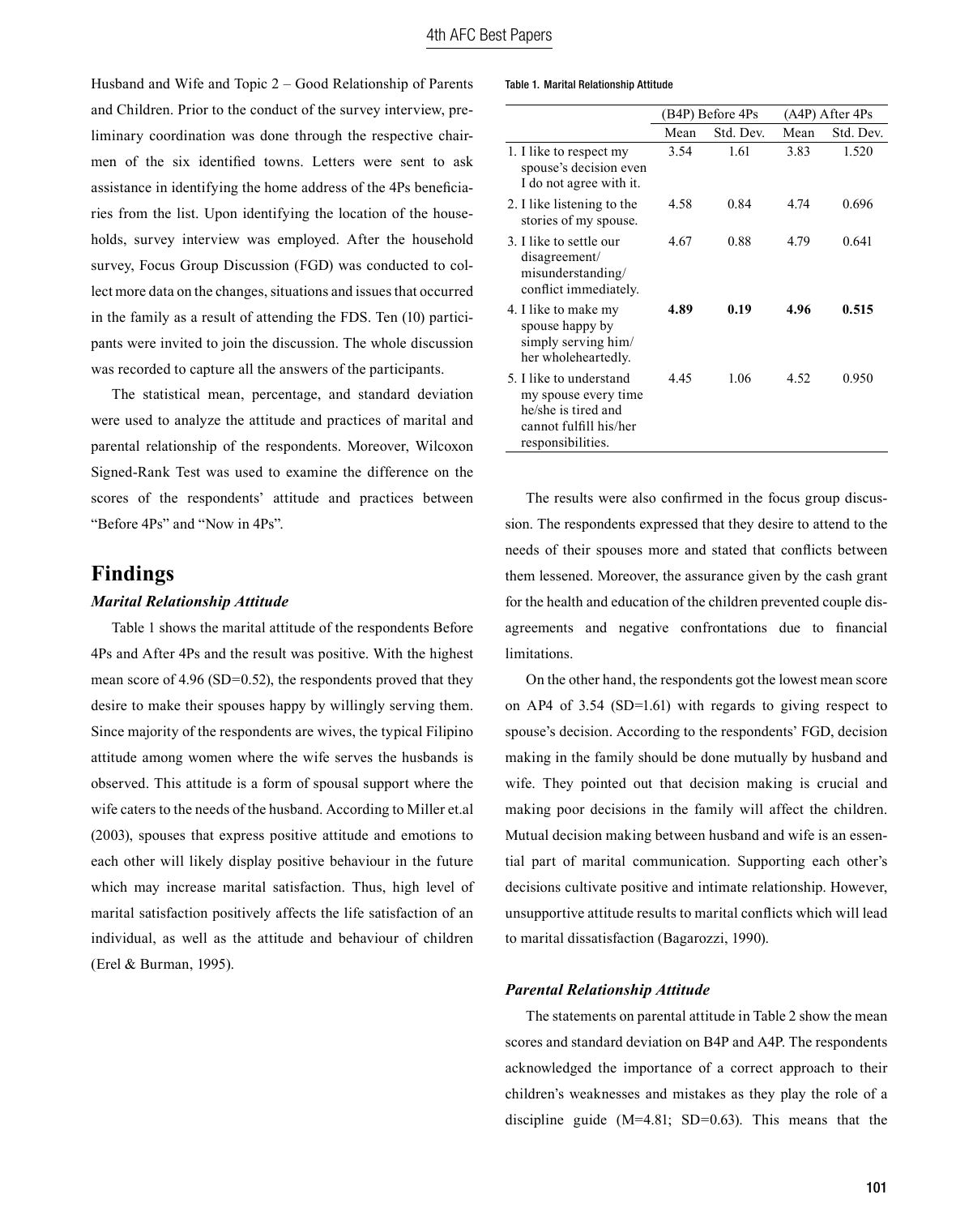Husband and Wife and Topic 2 – Good Relationship of Parents and Children. Prior to the conduct of the survey interview, preliminary coordination was done through the respective chairmen of the six identified towns. Letters were sent to ask assistance in identifying the home address of the 4Ps beneficiaries from the list. Upon identifying the location of the households, survey interview was employed. After the household survey, Focus Group Discussion (FGD) was conducted to collect more data on the changes, situations and issues that occurred in the family as a result of attending the FDS. Ten (10) participants were invited to join the discussion. The whole discussion was recorded to capture all the answers of the participants.

The statistical mean, percentage, and standard deviation were used to analyze the attitude and practices of marital and parental relationship of the respondents. Moreover, Wilcoxon Signed-Rank Test was used to examine the difference on the scores of the respondents' attitude and practices between "Before 4Ps" and "Now in 4Ps".

## Findings

### *Marital Relationship Attitude*

Table 1 shows the marital attitude of the respondents Before 4Ps and After 4Ps and the result was positive. With the highest mean score of 4.96 (SD=0.52), the respondents proved that they desire to make their spouses happy by willingly serving them. Since majority of the respondents are wives, the typical Filipino attitude among women where the wife serves the husbands is observed. This attitude is a form of spousal support where the wife caters to the needs of the husband. According to Miller et.al (2003), spouses that express positive attitude and emotions to each other will likely display positive behaviour in the future which may increase marital satisfaction. Thus, high level of marital satisfaction positively affects the life satisfaction of an individual, as well as the attitude and behaviour of children (Erel & Burman, 1995).

Table 1. Marital Relationship Attitude

| | (B4P) Before 4Ps | | (A4P) After 4Ps | |
|---|---|---|---|---|
| | Mean | Std. Dev. | Mean | Std. Dev. |
| 1. I like to respect my spouse's decision even I do not agree with it. | 3.54 | 1.61 | 3.83 | 1.520 |
| 2. I like listening to the stories of my spouse. | 4.58 | 0.84 | 4.74 | 0.696 |
| 3. I like to settle our disagreement/ misunderstanding/ conflict immediately. | 4.67 | 0.88 | 4.79 | 0.641 |
| 4. I like to make my spouse happy by simply serving him/ her wholeheartedly. | **4.89** | **0.19** | **4.96** | **0.515** |
| 5. I like to understand my spouse every time he/she is tired and cannot fulfill his/her responsibilities. | 4.45 | 1.06 | 4.52 | 0.950 |

The results were also confirmed in the focus group discussion. The respondents expressed that they desire to attend to the needs of their spouses more and stated that conflicts between them lessened. Moreover, the assurance given by the cash grant for the health and education of the children prevented couple disagreements and negative confrontations due to financial limitations.

On the other hand, the respondents got the lowest mean score on AP4 of 3.54 (SD=1.61) with regards to giving respect to spouse's decision. According to the respondents' FGD, decision making in the family should be done mutually by husband and wife. They pointed out that decision making is crucial and making poor decisions in the family will affect the children. Mutual decision making between husband and wife is an essential part of marital communication. Supporting each other's decisions cultivate positive and intimate relationship. However, unsupportive attitude results to marital conflicts which will lead to marital dissatisfaction (Bagarozzi, 1990).

### *Parental Relationship Attitude*

The statements on parental attitude in Table 2 show the mean scores and standard deviation on B4P and A4P. The respondents acknowledged the importance of a correct approach to their children's weaknesses and mistakes as they play the role of a discipline guide (M=4.81; SD=0.63). This means that the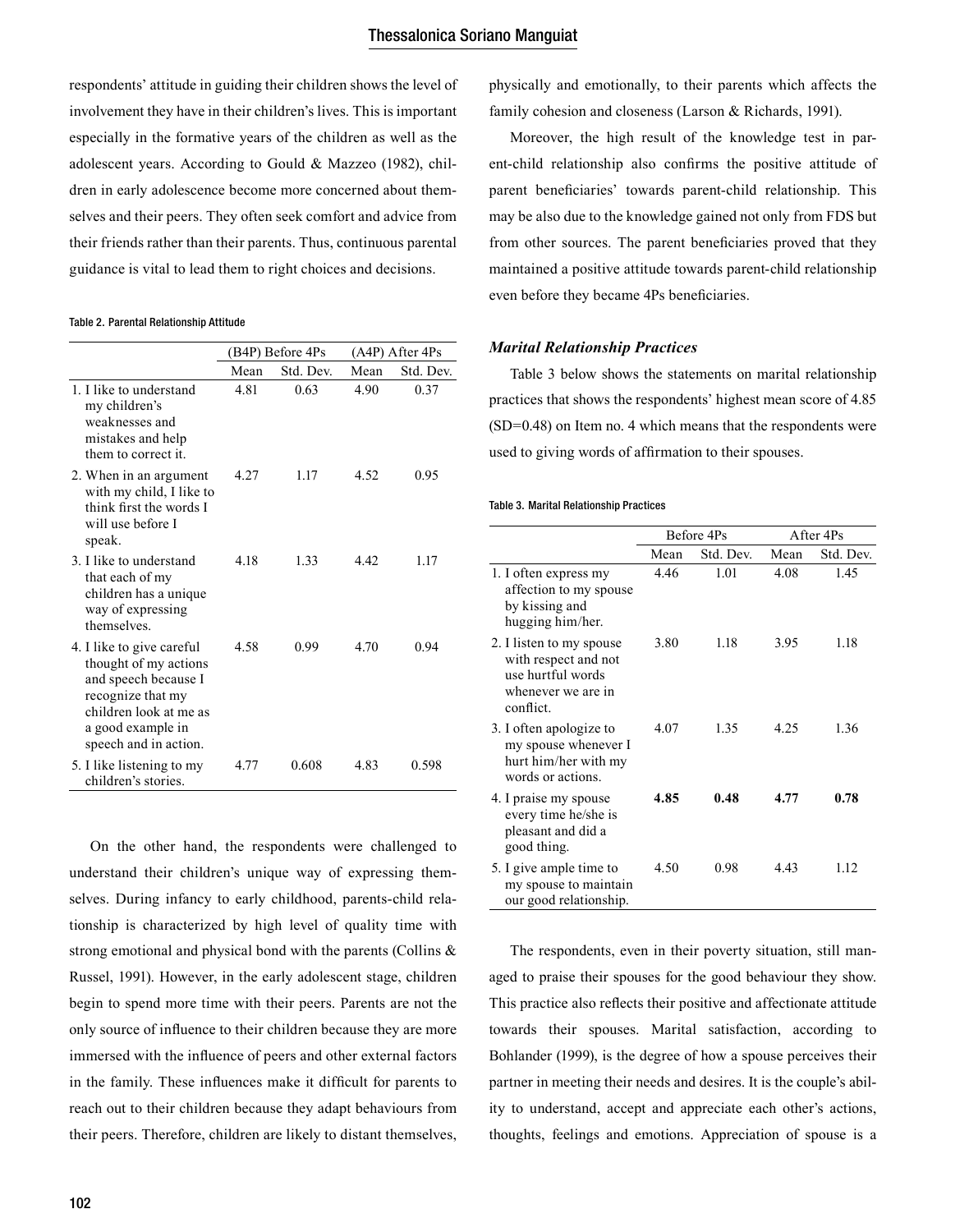respondents' attitude in guiding their children shows the level of involvement they have in their children's lives. This is important especially in the formative years of the children as well as the adolescent years. According to Gould & Mazzeo (1982), children in early adolescence become more concerned about themselves and their peers. They often seek comfort and advice from their friends rather than their parents. Thus, continuous parental guidance is vital to lead them to right choices and decisions.

Table 2. Parental Relationship Attitude

| | (B4P) Before 4Ps | | (A4P) After 4Ps | |
|---|---|---|---|---|
| | Mean | Std. Dev. | Mean | Std. Dev. |
| 1. I like to understand my children's weaknesses and mistakes and help them to correct it. | 4.81 | 0.63 | 4.90 | 0.37 |
| 2. When in an argument with my child, I like to think first the words I will use before I speak. | 4.27 | 1.17 | 4.52 | 0.95 |
| 3. I like to understand that each of my children has a unique way of expressing themselves. | 4.18 | 1.33 | 4.42 | 1.17 |
| 4. I like to give careful thought of my actions and speech because I recognize that my children look at me as a good example in speech and in action. | 4.58 | 0.99 | 4.70 | 0.94 |
| 5. I like listening to my children's stories. | 4.77 | 0.608 | 4.83 | 0.598 |

On the other hand, the respondents were challenged to understand their children's unique way of expressing themselves. During infancy to early childhood, parents-child relationship is characterized by high level of quality time with strong emotional and physical bond with the parents (Collins & Russel, 1991). However, in the early adolescent stage, children begin to spend more time with their peers. Parents are not the only source of influence to their children because they are more immersed with the influence of peers and other external factors in the family. These influences make it difficult for parents to reach out to their children because they adapt behaviours from their peers. Therefore, children are likely to distant themselves, physically and emotionally, to their parents which affects the family cohesion and closeness (Larson & Richards, 1991).

Moreover, the high result of the knowledge test in parent-child relationship also confirms the positive attitude of parent beneficiaries' towards parent-child relationship. This may be also due to the knowledge gained not only from FDS but from other sources. The parent beneficiaries proved that they maintained a positive attitude towards parent-child relationship even before they became 4Ps beneficiaries.

### *Marital Relationship Practices*

Table 3 below shows the statements on marital relationship practices that shows the respondents' highest mean score of 4.85 (SD=0.48) on Item no. 4 which means that the respondents were used to giving words of affirmation to their spouses.

Table 3. Marital Relationship Practices

| | Before 4Ps | | After 4Ps | |
|---|---|---|---|---|
| | Mean | Std. Dev. | Mean | Std. Dev. |
| 1. I often express my affection to my spouse by kissing and hugging him/her. | 4.46 | 1.01 | 4.08 | 1.45 |
| 2. I listen to my spouse with respect and not use hurtful words whenever we are in conflict. | 3.80 | 1.18 | 3.95 | 1.18 |
| 3. I often apologize to my spouse whenever I hurt him/her with my words or actions. | 4.07 | 1.35 | 4.25 | 1.36 |
| 4. I praise my spouse every time he/she is pleasant and did a good thing. | **4.85** | **0.48** | **4.77** | **0.78** |
| 5. I give ample time to my spouse to maintain our good relationship. | 4.50 | 0.98 | 4.43 | 1.12 |

The respondents, even in their poverty situation, still managed to praise their spouses for the good behaviour they show. This practice also reflects their positive and affectionate attitude towards their spouses. Marital satisfaction, according to Bohlander (1999), is the degree of how a spouse perceives their partner in meeting their needs and desires. It is the couple's ability to understand, accept and appreciate each other's actions, thoughts, feelings and emotions. Appreciation of spouse is a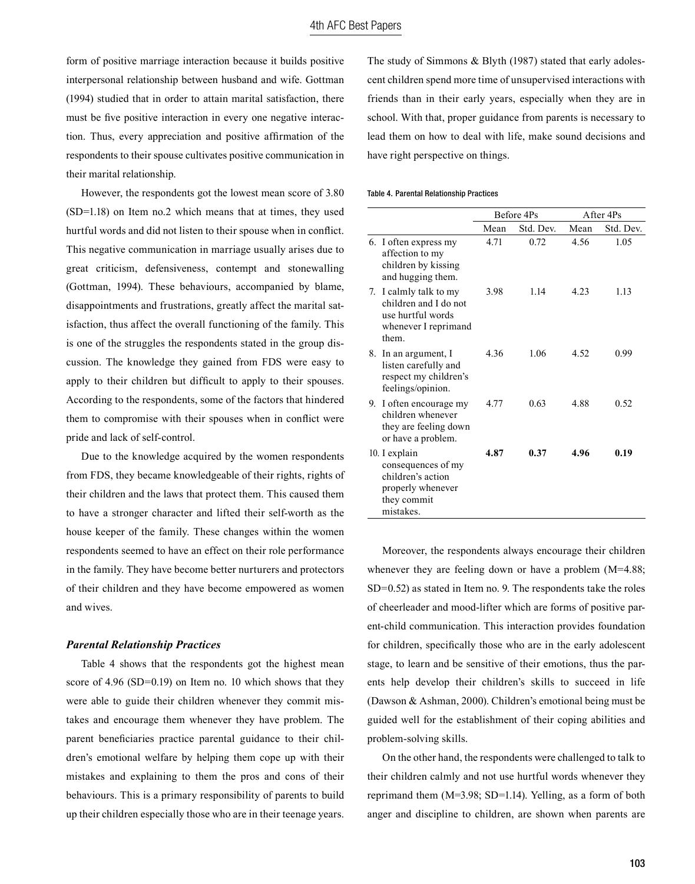form of positive marriage interaction because it builds positive interpersonal relationship between husband and wife. Gottman (1994) studied that in order to attain marital satisfaction, there must be five positive interaction in every one negative interaction. Thus, every appreciation and positive affirmation of the respondents to their spouse cultivates positive communication in their marital relationship.

However, the respondents got the lowest mean score of 3.80 (SD=1.18) on Item no.2 which means that at times, they used hurtful words and did not listen to their spouse when in conflict. This negative communication in marriage usually arises due to great criticism, defensiveness, contempt and stonewalling (Gottman, 1994). These behaviours, accompanied by blame, disappointments and frustrations, greatly affect the marital satisfaction, thus affect the overall functioning of the family. This is one of the struggles the respondents stated in the group discussion. The knowledge they gained from FDS were easy to apply to their children but difficult to apply to their spouses. According to the respondents, some of the factors that hindered them to compromise with their spouses when in conflict were pride and lack of self-control.

Due to the knowledge acquired by the women respondents from FDS, they became knowledgeable of their rights, rights of their children and the laws that protect them. This caused them to have a stronger character and lifted their self-worth as the house keeper of the family. These changes within the women respondents seemed to have an effect on their role performance in the family. They have become better nurturers and protectors of their children and they have become empowered as women and wives.

### *Parental Relationship Practices*

Table 4 shows that the respondents got the highest mean score of 4.96 (SD=0.19) on Item no. 10 which shows that they were able to guide their children whenever they commit mistakes and encourage them whenever they have problem. The parent beneficiaries practice parental guidance to their children's emotional welfare by helping them cope up with their mistakes and explaining to them the pros and cons of their behaviours. This is a primary responsibility of parents to build up their children especially those who are in their teenage years. The study of Simmons & Blyth (1987) stated that early adolescent children spend more time of unsupervised interactions with friends than in their early years, especially when they are in school. With that, proper guidance from parents is necessary to lead them on how to deal with life, make sound decisions and have right perspective on things.

Table 4. Parental Relationship Practices

| | Before 4Ps | | After 4Ps | |
|---|---|---|---|---|
| | Mean | Std. Dev. | Mean | Std. Dev. |
| 6. I often express my affection to my children by kissing and hugging them. | 4.71 | 0.72 | 4.56 | 1.05 |
| 7. I calmly talk to my children and I do not use hurtful words whenever I reprimand them. | 3.98 | 1.14 | 4.23 | 1.13 |
| 8. In an argument, I listen carefully and respect my children's feelings/opinion. | 4.36 | 1.06 | 4.52 | 0.99 |
| 9. I often encourage my children whenever they are feeling down or have a problem. | 4.77 | 0.63 | 4.88 | 0.52 |
| 10. I explain consequences of my children's action properly whenever they commit mistakes. | **4.87** | **0.37** | **4.96** | **0.19** |

Moreover, the respondents always encourage their children whenever they are feeling down or have a problem (M=4.88; SD=0.52) as stated in Item no. 9. The respondents take the roles of cheerleader and mood-lifter which are forms of positive parent-child communication. This interaction provides foundation for children, specifically those who are in the early adolescent stage, to learn and be sensitive of their emotions, thus the parents help develop their children's skills to succeed in life (Dawson & Ashman, 2000). Children's emotional being must be guided well for the establishment of their coping abilities and problem-solving skills.

On the other hand, the respondents were challenged to talk to their children calmly and not use hurtful words whenever they reprimand them (M=3.98; SD=1.14). Yelling, as a form of both anger and discipline to children, are shown when parents are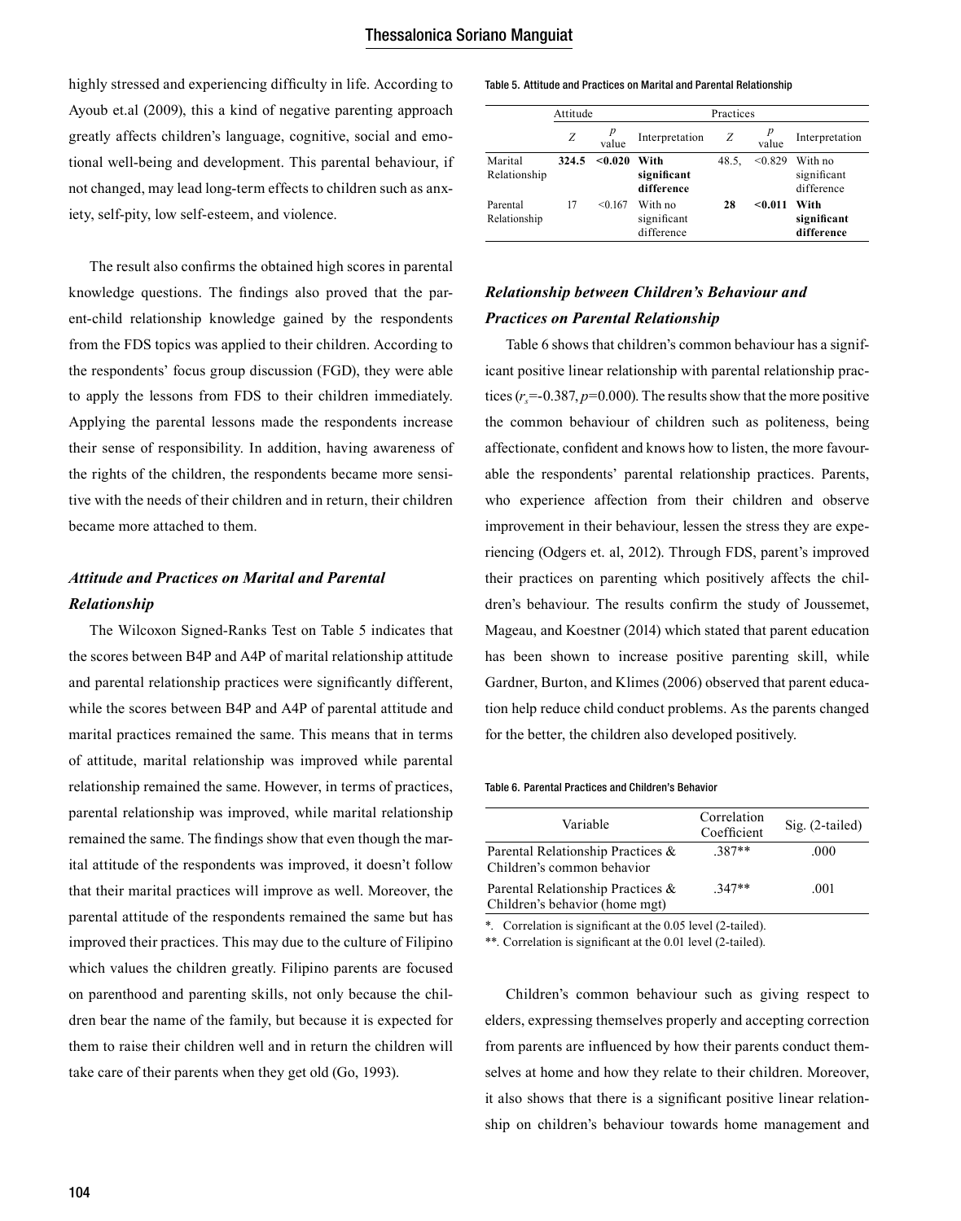highly stressed and experiencing difficulty in life. According to Ayoub et.al (2009), this a kind of negative parenting approach greatly affects children's language, cognitive, social and emotional well-being and development. This parental behaviour, if not changed, may lead long-term effects to children such as anxiety, self-pity, low self-esteem, and violence.

The result also confirms the obtained high scores in parental knowledge questions. The findings also proved that the parent-child relationship knowledge gained by the respondents from the FDS topics was applied to their children. According to the respondents' focus group discussion (FGD), they were able to apply the lessons from FDS to their children immediately. Applying the parental lessons made the respondents increase their sense of responsibility. In addition, having awareness of the rights of the children, the respondents became more sensitive with the needs of their children and in return, their children became more attached to them.

### *Attitude and Practices on Marital and Parental Relationship*

The Wilcoxon Signed-Ranks Test on Table 5 indicates that the scores between B4P and A4P of marital relationship attitude and parental relationship practices were significantly different, while the scores between B4P and A4P of parental attitude and marital practices remained the same. This means that in terms of attitude, marital relationship was improved while parental relationship remained the same. However, in terms of practices, parental relationship was improved, while marital relationship remained the same. The findings show that even though the marital attitude of the respondents was improved, it doesn't follow that their marital practices will improve as well. Moreover, the parental attitude of the respondents remained the same but has improved their practices. This may due to the culture of Filipino which values the children greatly. Filipino parents are focused on parenthood and parenting skills, not only because the children bear the name of the family, but because it is expected for them to raise their children well and in return the children will take care of their parents when they get old (Go, 1993).

Table 5. Attitude and Practices on Marital and Parental Relationship

| | Attitude | | | Practices | | |
|---|---|---|---|---|---|---|
| | *Z* | *p* value | Interpretation | *Z* | *p* value | Interpretation |
| Marital Relationship | **324.5** | **<0.020** | **With significant difference** | 48.5, | <0.829 | With no significant difference |
| Parental Relationship | 17 | <0.167 | With no significant difference | **28** | **<0.011** | **With significant difference** |

### *Relationship between Children's Behaviour and Practices on Parental Relationship*

Table 6 shows that children's common behaviour has a significant positive linear relationship with parental relationship practices ($r_s$=-0.387, $p$=0.000). The results show that the more positive the common behaviour of children such as politeness, being affectionate, confident and knows how to listen, the more favourable the respondents' parental relationship practices. Parents, who experience affection from their children and observe improvement in their behaviour, lessen the stress they are experiencing (Odgers et. al, 2012). Through FDS, parent's improved their practices on parenting which positively affects the children's behaviour. The results confirm the study of Joussemet, Mageau, and Koestner (2014) which stated that parent education has been shown to increase positive parenting skill, while Gardner, Burton, and Klimes (2006) observed that parent education help reduce child conduct problems. As the parents changed for the better, the children also developed positively.

Table 6. Parental Practices and Children's Behavior

| Variable | Correlation Coefficient | Sig. (2-tailed) |
|---|---|---|
| Parental Relationship Practices & Children's common behavior | .387** | .000 |
| Parental Relationship Practices & Children's behavior (home mgt) | .347** | .001 |

*. Correlation is significant at the 0.05 level (2-tailed).

**. Correlation is significant at the 0.01 level (2-tailed).

Children's common behaviour such as giving respect to elders, expressing themselves properly and accepting correction from parents are influenced by how their parents conduct themselves at home and how they relate to their children. Moreover, it also shows that there is a significant positive linear relationship on children's behaviour towards home management and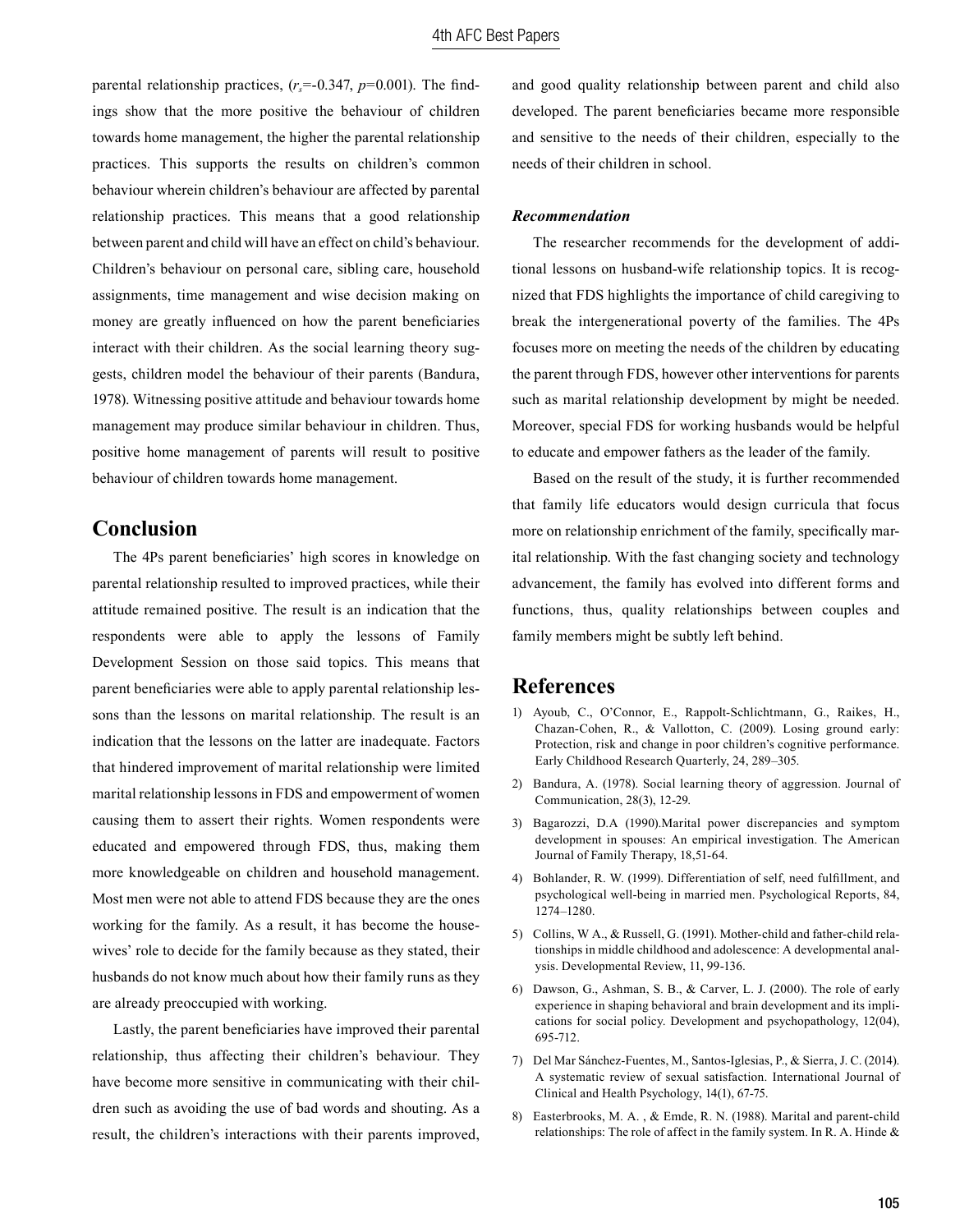parental relationship practices, ($r_s$=-0.347, $p$=0.001). The findings show that the more positive the behaviour of children towards home management, the higher the parental relationship practices. This supports the results on children's common behaviour wherein children's behaviour are affected by parental relationship practices. This means that a good relationship between parent and child will have an effect on child's behaviour. Children's behaviour on personal care, sibling care, household assignments, time management and wise decision making on money are greatly influenced on how the parent beneficiaries interact with their children. As the social learning theory suggests, children model the behaviour of their parents (Bandura, 1978). Witnessing positive attitude and behaviour towards home management may produce similar behaviour in children. Thus, positive home management of parents will result to positive behaviour of children towards home management.

## Conclusion

The 4Ps parent beneficiaries' high scores in knowledge on parental relationship resulted to improved practices, while their attitude remained positive. The result is an indication that the respondents were able to apply the lessons of Family Development Session on those said topics. This means that parent beneficiaries were able to apply parental relationship lessons than the lessons on marital relationship. The result is an indication that the lessons on the latter are inadequate. Factors that hindered improvement of marital relationship were limited marital relationship lessons in FDS and empowerment of women causing them to assert their rights. Women respondents were educated and empowered through FDS, thus, making them more knowledgeable on children and household management. Most men were not able to attend FDS because they are the ones working for the family. As a result, it has become the housewives' role to decide for the family because as they stated, their husbands do not know much about how their family runs as they are already preoccupied with working.

Lastly, the parent beneficiaries have improved their parental relationship, thus affecting their children's behaviour. They have become more sensitive in communicating with their children such as avoiding the use of bad words and shouting. As a result, the children's interactions with their parents improved, and good quality relationship between parent and child also developed. The parent beneficiaries became more responsible and sensitive to the needs of their children, especially to the needs of their children in school.

### *Recommendation*

The researcher recommends for the development of additional lessons on husband-wife relationship topics. It is recognized that FDS highlights the importance of child caregiving to break the intergenerational poverty of the families. The 4Ps focuses more on meeting the needs of the children by educating the parent through FDS, however other interventions for parents such as marital relationship development by might be needed. Moreover, special FDS for working husbands would be helpful to educate and empower fathers as the leader of the family.

Based on the result of the study, it is further recommended that family life educators would design curricula that focus more on relationship enrichment of the family, specifically marital relationship. With the fast changing society and technology advancement, the family has evolved into different forms and functions, thus, quality relationships between couples and family members might be subtly left behind.

## References

1) Ayoub, C., O'Connor, E., Rappolt-Schlichtmann, G., Raikes, H., Chazan-Cohen, R., & Vallotton, C. (2009). Losing ground early: Protection, risk and change in poor children's cognitive performance. Early Childhood Research Quarterly, 24, 289–305.
2) Bandura, A. (1978). Social learning theory of aggression. Journal of Communication, 28(3), 12-29.
3) Bagarozzi, D.A (1990).Marital power discrepancies and symptom development in spouses: An empirical investigation. The American Journal of Family Therapy, 18,51-64.
4) Bohlander, R. W. (1999). Differentiation of self, need fulfillment, and psychological well-being in married men. Psychological Reports, 84, 1274–1280.
5) Collins, W A., & Russell, G. (1991). Mother-child and father-child relationships in middle childhood and adolescence: A developmental analysis. Developmental Review, 11, 99-136.
6) Dawson, G., Ashman, S. B., & Carver, L. J. (2000). The role of early experience in shaping behavioral and brain development and its implications for social policy. Development and psychopathology, 12(04), 695-712.
7) Del Mar Sánchez-Fuentes, M., Santos-Iglesias, P., & Sierra, J. C. (2014). A systematic review of sexual satisfaction. International Journal of Clinical and Health Psychology, 14(1), 67-75.
8) Easterbrooks, M. A. , & Emde, R. N. (1988). Marital and parent-child relationships: The role of affect in the family system. In R. A. Hinde &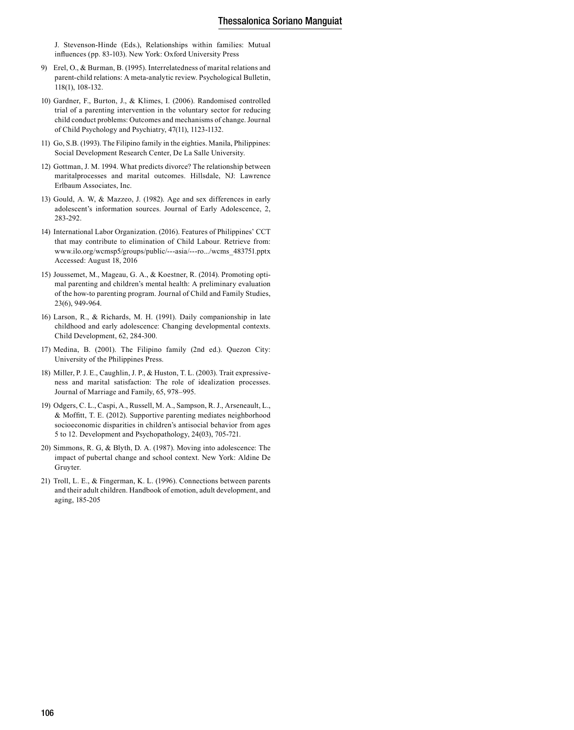J. Stevenson-Hinde (Eds.), Relationships within families: Mutual influences (pp. 83-103). New York: Oxford University Press

9) Erel, O., & Burman, B. (1995). Interrelatedness of marital relations and parent-child relations: A meta-analytic review. Psychological Bulletin, 118(1), 108-132.

10) Gardner, F., Burton, J., & Klimes, I. (2006). Randomised controlled trial of a parenting intervention in the voluntary sector for reducing child conduct problems: Outcomes and mechanisms of change. Journal of Child Psychology and Psychiatry, 47(11), 1123-1132.

11) Go, S.B. (1993). The Filipino family in the eighties. Manila, Philippines: Social Development Research Center, De La Salle University.

12) Gottman, J. M. 1994. What predicts divorce? The relationship between maritalprocesses and marital outcomes. Hillsdale, NJ: Lawrence Erlbaum Associates, Inc.

13) Gould, A. W, & Mazzeo, J. (1982). Age and sex differences in early adolescent's information sources. Journal of Early Adolescence, 2, 283-292.

14) International Labor Organization. (2016). Features of Philippines' CCT that may contribute to elimination of Child Labour. Retrieve from: www.ilo.org/wcmsp5/groups/public/---asia/---ro.../wcms_483751.pptx Accessed: August 18, 2016

15) Joussemet, M., Mageau, G. A., & Koestner, R. (2014). Promoting optimal parenting and children's mental health: A preliminary evaluation of the how-to parenting program. Journal of Child and Family Studies, 23(6), 949-964.

16) Larson, R., & Richards, M. H. (1991). Daily companionship in late childhood and early adolescence: Changing developmental contexts. Child Development, 62, 284-300.

17) Medina, B. (2001). The Filipino family (2nd ed.). Quezon City: University of the Philippines Press.

18) Miller, P. J. E., Caughlin, J. P., & Huston, T. L. (2003). Trait expressiveness and marital satisfaction: The role of idealization processes. Journal of Marriage and Family, 65, 978–995.

19) Odgers, C. L., Caspi, A., Russell, M. A., Sampson, R. J., Arseneault, L., & Moffitt, T. E. (2012). Supportive parenting mediates neighborhood socioeconomic disparities in children's antisocial behavior from ages 5 to 12. Development and Psychopathology, 24(03), 705-721.

20) Simmons, R. G, & Blyth, D. A. (1987). Moving into adolescence: The impact of pubertal change and school context. New York: Aldine De Gruyter.

21) Troll, L. E., & Fingerman, K. L. (1996). Connections between parents and their adult children. Handbook of emotion, adult development, and aging, 185-205